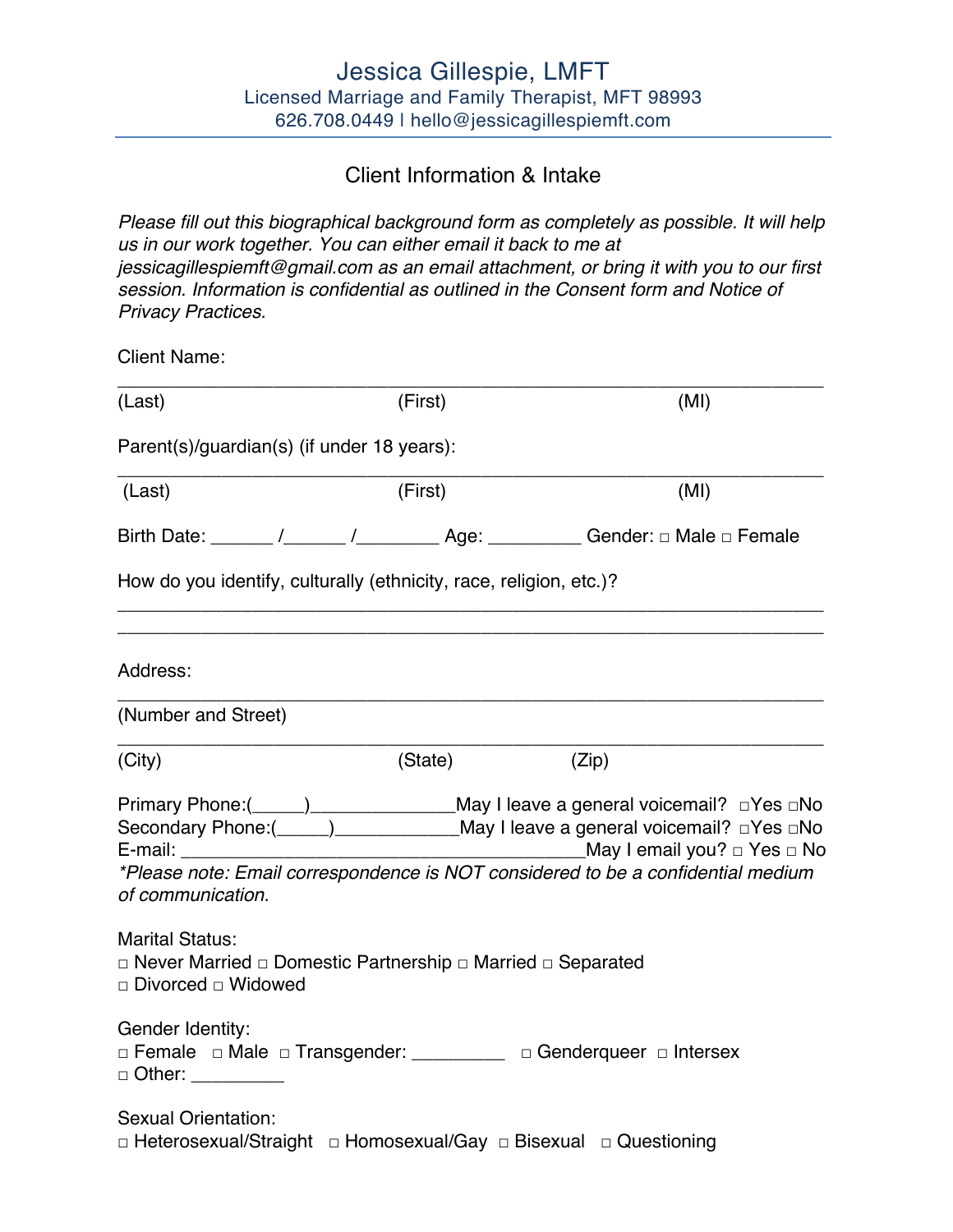# Jessica Gillespie, LMFT

Licensed Marriage and Family Therapist, MFT 98993
626.708.0449 | hello@jessicagillespiemft.com

## Client Information & Intake

*Please fill out this biographical background form as completely as possible. It will help us in our work together. You can either email it back to me at jessicagillespiemft@gmail.com as an email attachment, or bring it with you to our first session. Information is confidential as outlined in the Consent form and Notice of Privacy Practices.*

Client Name:

______________________________________________________________________

(Last) (First) (MI)

Parent(s)/guardian(s) (if under 18 years):

______________________________________________________________________

(Last) (First) (MI)

Birth Date: ______ /______ /________ Age: _________ Gender: □ Male □ Female

How do you identify, culturally (ethnicity, race, religion, etc.)?

______________________________________________________________________

______________________________________________________________________

Address:

______________________________________________________________________

(Number and Street)

______________________________________________________________________

(City) (State) (Zip)

Primary Phone:(_____)______________May I leave a general voicemail? □Yes □No
Secondary Phone:(_____)____________May I leave a general voicemail? □Yes □No
E-mail: ______________________________________May I email you? □ Yes □ No
*\*Please note: Email correspondence is NOT considered to be a confidential medium of communication.*

Marital Status:
□ Never Married □ Domestic Partnership □ Married □ Separated
□ Divorced □ Widowed

Gender Identity:
□ Female □ Male □ Transgender: _________ □ Genderqueer □ Intersex
□ Other: _________

Sexual Orientation:
□ Heterosexual/Straight □ Homosexual/Gay □ Bisexual □ Questioning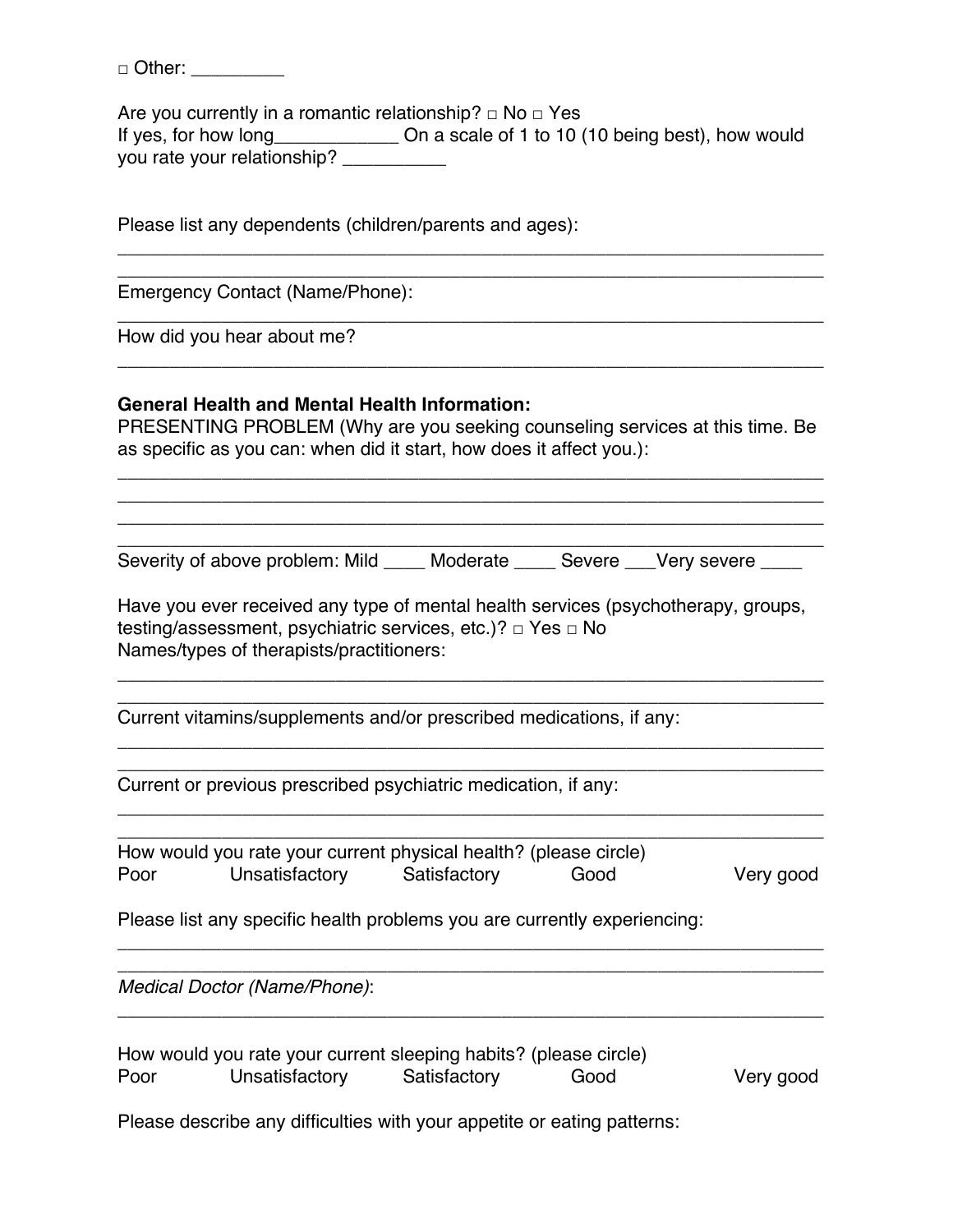□ Other: _________

Are you currently in a romantic relationship? □ No □ Yes
If yes, for how long____________ On a scale of 1 to 10 (10 being best), how would you rate your relationship? __________

Please list any dependents (children/parents and ages):

______________________________________________________________________

______________________________________________________________________

Emergency Contact (Name/Phone):

______________________________________________________________________

How did you hear about me?

______________________________________________________________________

**General Health and Mental Health Information:**
PRESENTING PROBLEM (Why are you seeking counseling services at this time. Be as specific as you can: when did it start, how does it affect you.):

______________________________________________________________________

______________________________________________________________________

______________________________________________________________________

______________________________________________________________________

Severity of above problem: Mild ____ Moderate ____ Severe ___Very severe ____

Have you ever received any type of mental health services (psychotherapy, groups, testing/assessment, psychiatric services, etc.)? □ Yes □ No
Names/types of therapists/practitioners:

______________________________________________________________________

______________________________________________________________________

Current vitamins/supplements and/or prescribed medications, if any:

______________________________________________________________________

______________________________________________________________________

Current or previous prescribed psychiatric medication, if any:

______________________________________________________________________

______________________________________________________________________

How would you rate your current physical health? (please circle)
Poor Unsatisfactory Satisfactory Good Very good

Please list any specific health problems you are currently experiencing:

______________________________________________________________________

______________________________________________________________________

*Medical Doctor (Name/Phone)*:

______________________________________________________________________

How would you rate your current sleeping habits? (please circle)
Poor Unsatisfactory Satisfactory Good Very good

Please describe any difficulties with your appetite or eating patterns: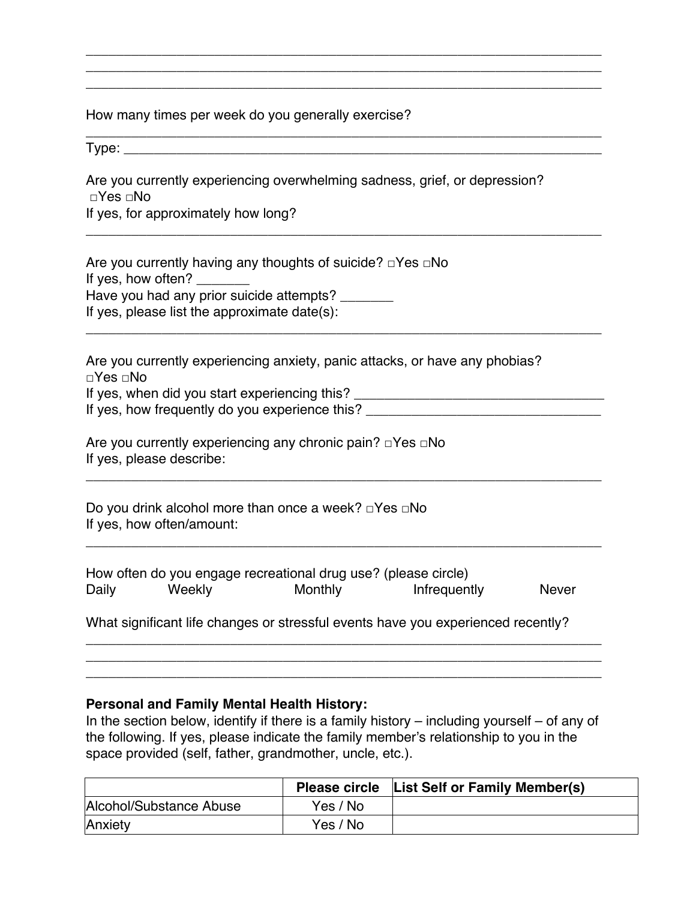\_\_\_\_\_\_\_\_\_\_\_\_\_\_\_\_\_\_\_\_\_\_\_\_\_\_\_\_\_\_\_\_\_\_\_\_\_\_\_\_\_\_\_\_\_\_\_\_\_\_\_\_\_\_\_\_\_\_\_\_\_\_\_\_\_\_\_\_\_\_
\_\_\_\_\_\_\_\_\_\_\_\_\_\_\_\_\_\_\_\_\_\_\_\_\_\_\_\_\_\_\_\_\_\_\_\_\_\_\_\_\_\_\_\_\_\_\_\_\_\_\_\_\_\_\_\_\_\_\_\_\_\_\_\_\_\_\_\_\_\_
\_\_\_\_\_\_\_\_\_\_\_\_\_\_\_\_\_\_\_\_\_\_\_\_\_\_\_\_\_\_\_\_\_\_\_\_\_\_\_\_\_\_\_\_\_\_\_\_\_\_\_\_\_\_\_\_\_\_\_\_\_\_\_\_\_\_\_\_\_\_

How many times per week do you generally exercise?

\_\_\_\_\_\_\_\_\_\_\_\_\_\_\_\_\_\_\_\_\_\_\_\_\_\_\_\_\_\_\_\_\_\_\_\_\_\_\_\_\_\_\_\_\_\_\_\_\_\_\_\_\_\_\_\_\_\_\_\_\_\_\_\_\_\_\_\_\_\_

Type: \_\_\_\_\_\_\_\_\_\_\_\_\_\_\_\_\_\_\_\_\_\_\_\_\_\_\_\_\_\_\_\_\_\_\_\_\_\_\_\_\_\_\_\_\_\_\_\_\_\_\_\_\_\_\_\_\_\_\_\_\_\_\_\_

Are you currently experiencing overwhelming sadness, grief, or depression?
□Yes □No
If yes, for approximately how long?

\_\_\_\_\_\_\_\_\_\_\_\_\_\_\_\_\_\_\_\_\_\_\_\_\_\_\_\_\_\_\_\_\_\_\_\_\_\_\_\_\_\_\_\_\_\_\_\_\_\_\_\_\_\_\_\_\_\_\_\_\_\_\_\_\_\_\_\_\_\_

Are you currently having any thoughts of suicide? □Yes □No
If yes, how often? \_\_\_\_\_\_\_
Have you had any prior suicide attempts? \_\_\_\_\_\_\_
If yes, please list the approximate date(s):

\_\_\_\_\_\_\_\_\_\_\_\_\_\_\_\_\_\_\_\_\_\_\_\_\_\_\_\_\_\_\_\_\_\_\_\_\_\_\_\_\_\_\_\_\_\_\_\_\_\_\_\_\_\_\_\_\_\_\_\_\_\_\_\_\_\_\_\_\_\_

Are you currently experiencing anxiety, panic attacks, or have any phobias?
□Yes □No
If yes, when did you start experiencing this? \_\_\_\_\_\_\_\_\_\_\_\_\_\_\_\_\_\_\_\_\_\_\_\_\_\_\_\_\_\_\_\_\_\_
If yes, how frequently do you experience this? \_\_\_\_\_\_\_\_\_\_\_\_\_\_\_\_\_\_\_\_\_\_\_\_\_\_\_\_\_\_\_\_

Are you currently experiencing any chronic pain? □Yes □No
If yes, please describe:

\_\_\_\_\_\_\_\_\_\_\_\_\_\_\_\_\_\_\_\_\_\_\_\_\_\_\_\_\_\_\_\_\_\_\_\_\_\_\_\_\_\_\_\_\_\_\_\_\_\_\_\_\_\_\_\_\_\_\_\_\_\_\_\_\_\_\_\_\_\_

Do you drink alcohol more than once a week? □Yes □No
If yes, how often/amount:

\_\_\_\_\_\_\_\_\_\_\_\_\_\_\_\_\_\_\_\_\_\_\_\_\_\_\_\_\_\_\_\_\_\_\_\_\_\_\_\_\_\_\_\_\_\_\_\_\_\_\_\_\_\_\_\_\_\_\_\_\_\_\_\_\_\_\_\_\_\_

How often do you engage recreational drug use? (please circle)
Daily Weekly Monthly Infrequently Never

What significant life changes or stressful events have you experienced recently?

\_\_\_\_\_\_\_\_\_\_\_\_\_\_\_\_\_\_\_\_\_\_\_\_\_\_\_\_\_\_\_\_\_\_\_\_\_\_\_\_\_\_\_\_\_\_\_\_\_\_\_\_\_\_\_\_\_\_\_\_\_\_\_\_\_\_\_\_\_\_
\_\_\_\_\_\_\_\_\_\_\_\_\_\_\_\_\_\_\_\_\_\_\_\_\_\_\_\_\_\_\_\_\_\_\_\_\_\_\_\_\_\_\_\_\_\_\_\_\_\_\_\_\_\_\_\_\_\_\_\_\_\_\_\_\_\_\_\_\_\_
\_\_\_\_\_\_\_\_\_\_\_\_\_\_\_\_\_\_\_\_\_\_\_\_\_\_\_\_\_\_\_\_\_\_\_\_\_\_\_\_\_\_\_\_\_\_\_\_\_\_\_\_\_\_\_\_\_\_\_\_\_\_\_\_\_\_\_\_\_\_

**Personal and Family Mental Health History:**
In the section below, identify if there is a family history – including yourself – of any of the following. If yes, please indicate the family member's relationship to you in the space provided (self, father, grandmother, uncle, etc.).

| | Please circle | List Self or Family Member(s) |
|---|---|---|
| Alcohol/Substance Abuse | Yes / No | |
| Anxiety | Yes / No | |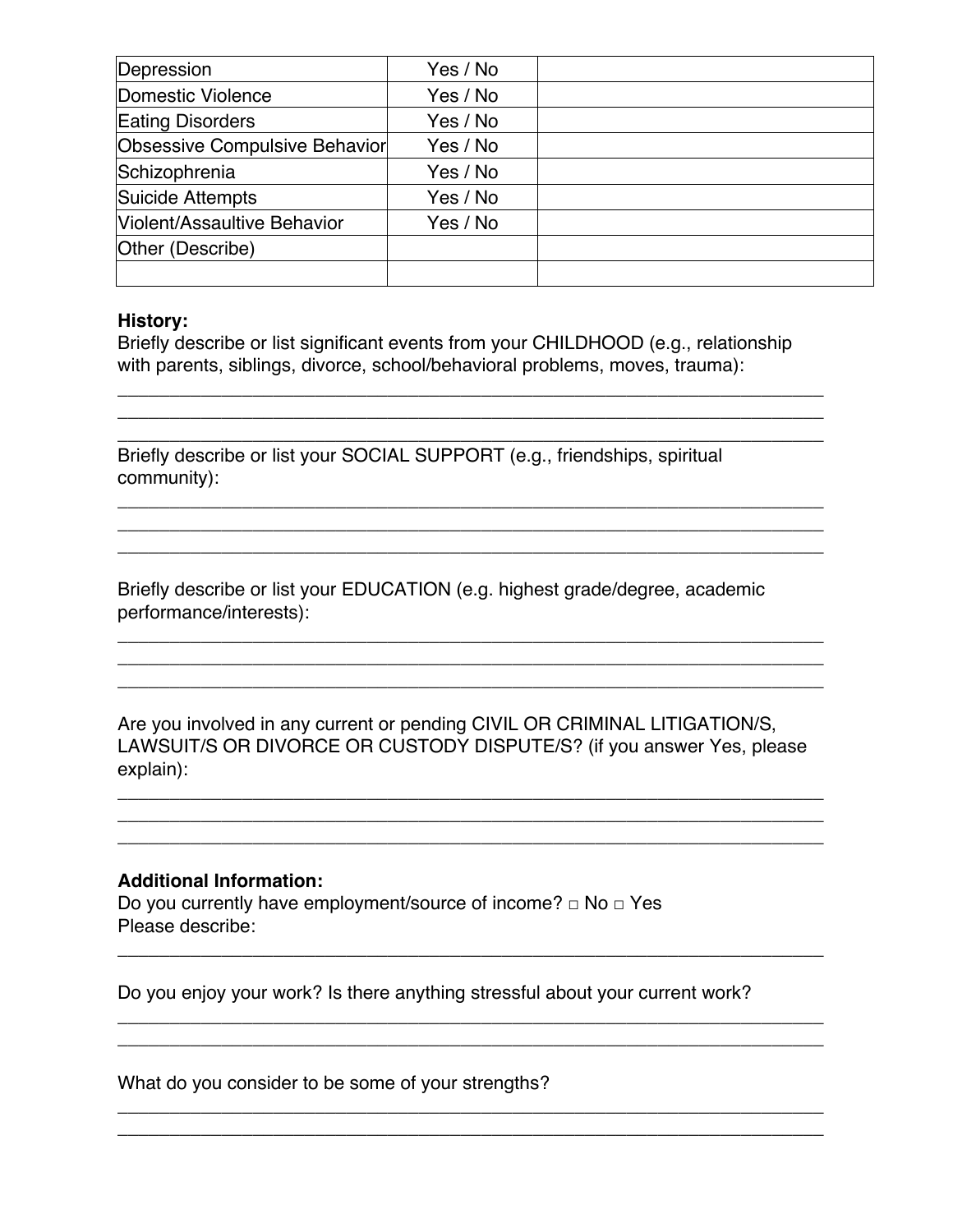| | | |
|---|---|---|
| Depression | Yes / No | |
| Domestic Violence | Yes / No | |
| Eating Disorders | Yes / No | |
| Obsessive Compulsive Behavior | Yes / No | |
| Schizophrenia | Yes / No | |
| Suicide Attempts | Yes / No | |
| Violent/Assaultive Behavior | Yes / No | |
| Other (Describe) | | |
| | | |

**History:**

Briefly describe or list significant events from your CHILDHOOD (e.g., relationship with parents, siblings, divorce, school/behavioral problems, moves, trauma):

\_\_\_\_\_\_\_\_\_\_\_\_\_\_\_\_\_\_\_\_\_\_\_\_\_\_\_\_\_\_\_\_\_\_\_\_\_\_\_\_\_\_\_\_\_\_\_\_\_\_\_\_\_\_\_\_\_\_\_\_\_\_\_\_\_\_
\_\_\_\_\_\_\_\_\_\_\_\_\_\_\_\_\_\_\_\_\_\_\_\_\_\_\_\_\_\_\_\_\_\_\_\_\_\_\_\_\_\_\_\_\_\_\_\_\_\_\_\_\_\_\_\_\_\_\_\_\_\_\_\_\_\_
\_\_\_\_\_\_\_\_\_\_\_\_\_\_\_\_\_\_\_\_\_\_\_\_\_\_\_\_\_\_\_\_\_\_\_\_\_\_\_\_\_\_\_\_\_\_\_\_\_\_\_\_\_\_\_\_\_\_\_\_\_\_\_\_\_\_

Briefly describe or list your SOCIAL SUPPORT (e.g., friendships, spiritual community):

\_\_\_\_\_\_\_\_\_\_\_\_\_\_\_\_\_\_\_\_\_\_\_\_\_\_\_\_\_\_\_\_\_\_\_\_\_\_\_\_\_\_\_\_\_\_\_\_\_\_\_\_\_\_\_\_\_\_\_\_\_\_\_\_\_\_
\_\_\_\_\_\_\_\_\_\_\_\_\_\_\_\_\_\_\_\_\_\_\_\_\_\_\_\_\_\_\_\_\_\_\_\_\_\_\_\_\_\_\_\_\_\_\_\_\_\_\_\_\_\_\_\_\_\_\_\_\_\_\_\_\_\_
\_\_\_\_\_\_\_\_\_\_\_\_\_\_\_\_\_\_\_\_\_\_\_\_\_\_\_\_\_\_\_\_\_\_\_\_\_\_\_\_\_\_\_\_\_\_\_\_\_\_\_\_\_\_\_\_\_\_\_\_\_\_\_\_\_\_

Briefly describe or list your EDUCATION (e.g. highest grade/degree, academic performance/interests):

\_\_\_\_\_\_\_\_\_\_\_\_\_\_\_\_\_\_\_\_\_\_\_\_\_\_\_\_\_\_\_\_\_\_\_\_\_\_\_\_\_\_\_\_\_\_\_\_\_\_\_\_\_\_\_\_\_\_\_\_\_\_\_\_\_\_
\_\_\_\_\_\_\_\_\_\_\_\_\_\_\_\_\_\_\_\_\_\_\_\_\_\_\_\_\_\_\_\_\_\_\_\_\_\_\_\_\_\_\_\_\_\_\_\_\_\_\_\_\_\_\_\_\_\_\_\_\_\_\_\_\_\_
\_\_\_\_\_\_\_\_\_\_\_\_\_\_\_\_\_\_\_\_\_\_\_\_\_\_\_\_\_\_\_\_\_\_\_\_\_\_\_\_\_\_\_\_\_\_\_\_\_\_\_\_\_\_\_\_\_\_\_\_\_\_\_\_\_\_

Are you involved in any current or pending CIVIL OR CRIMINAL LITIGATION/S, LAWSUIT/S OR DIVORCE OR CUSTODY DISPUTE/S? (if you answer Yes, please explain):

\_\_\_\_\_\_\_\_\_\_\_\_\_\_\_\_\_\_\_\_\_\_\_\_\_\_\_\_\_\_\_\_\_\_\_\_\_\_\_\_\_\_\_\_\_\_\_\_\_\_\_\_\_\_\_\_\_\_\_\_\_\_\_\_\_\_
\_\_\_\_\_\_\_\_\_\_\_\_\_\_\_\_\_\_\_\_\_\_\_\_\_\_\_\_\_\_\_\_\_\_\_\_\_\_\_\_\_\_\_\_\_\_\_\_\_\_\_\_\_\_\_\_\_\_\_\_\_\_\_\_\_\_
\_\_\_\_\_\_\_\_\_\_\_\_\_\_\_\_\_\_\_\_\_\_\_\_\_\_\_\_\_\_\_\_\_\_\_\_\_\_\_\_\_\_\_\_\_\_\_\_\_\_\_\_\_\_\_\_\_\_\_\_\_\_\_\_\_\_

**Additional Information:**

Do you currently have employment/source of income? □ No □ Yes
Please describe:

\_\_\_\_\_\_\_\_\_\_\_\_\_\_\_\_\_\_\_\_\_\_\_\_\_\_\_\_\_\_\_\_\_\_\_\_\_\_\_\_\_\_\_\_\_\_\_\_\_\_\_\_\_\_\_\_\_\_\_\_\_\_\_\_\_\_

Do you enjoy your work? Is there anything stressful about your current work?

\_\_\_\_\_\_\_\_\_\_\_\_\_\_\_\_\_\_\_\_\_\_\_\_\_\_\_\_\_\_\_\_\_\_\_\_\_\_\_\_\_\_\_\_\_\_\_\_\_\_\_\_\_\_\_\_\_\_\_\_\_\_\_\_\_\_
\_\_\_\_\_\_\_\_\_\_\_\_\_\_\_\_\_\_\_\_\_\_\_\_\_\_\_\_\_\_\_\_\_\_\_\_\_\_\_\_\_\_\_\_\_\_\_\_\_\_\_\_\_\_\_\_\_\_\_\_\_\_\_\_\_\_

What do you consider to be some of your strengths?

\_\_\_\_\_\_\_\_\_\_\_\_\_\_\_\_\_\_\_\_\_\_\_\_\_\_\_\_\_\_\_\_\_\_\_\_\_\_\_\_\_\_\_\_\_\_\_\_\_\_\_\_\_\_\_\_\_\_\_\_\_\_\_\_\_\_
\_\_\_\_\_\_\_\_\_\_\_\_\_\_\_\_\_\_\_\_\_\_\_\_\_\_\_\_\_\_\_\_\_\_\_\_\_\_\_\_\_\_\_\_\_\_\_\_\_\_\_\_\_\_\_\_\_\_\_\_\_\_\_\_\_\_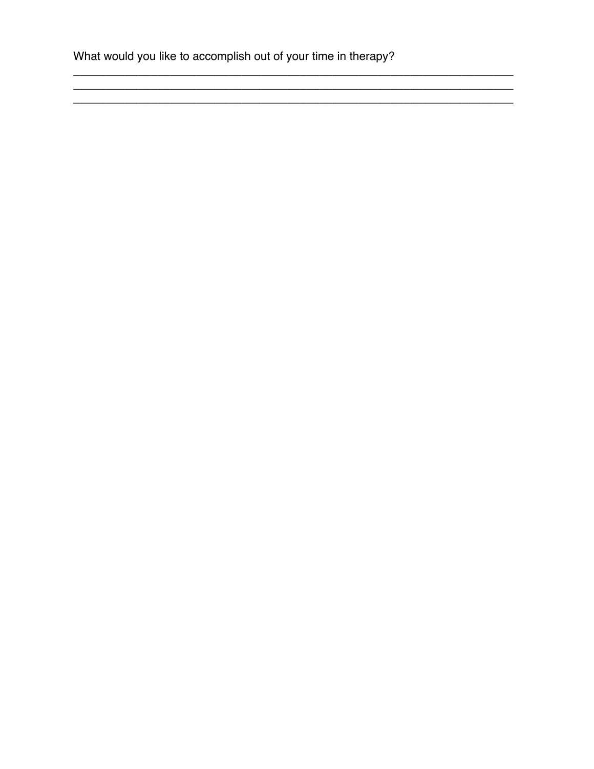What would you like to accomplish out of your time in therapy?

___________________________________________________________________________
___________________________________________________________________________
___________________________________________________________________________